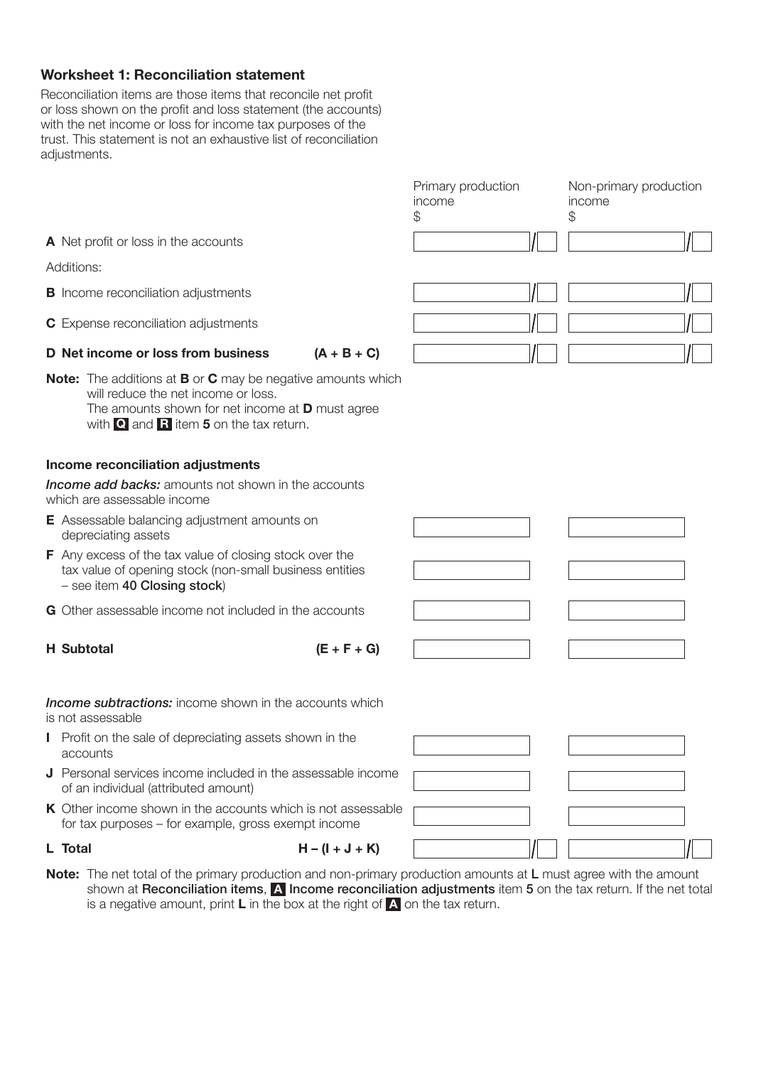### Worksheet 1: Reconciliation statement

Reconciliation items are those items that reconcile net profit or loss shown on the profit and loss statement (the accounts) with the net income or loss for income tax purposes of the trust. This statement is not an exhaustive list of reconciliation adjustments.

| | | Primary production income $ | Non-primary production income $ |
|---|---|---|---|
| **A** Net profit or loss in the accounts | | | |
| Additions: | | | |
| **B** Income reconciliation adjustments | | | |
| **C** Expense reconciliation adjustments | | | |
| **D Net income or loss from business** | **(A + B + C)** | | |

**Note:** The additions at **B** or **C** may be negative amounts which will reduce the net income or loss.
The amounts shown for net income at **D** must agree with **Q** and **R** item **5** on the tax return.

#### Income reconciliation adjustments

***Income add backs:*** amounts not shown in the accounts which are assessable income

| | | Primary production income $ | Non-primary production income $ |
|---|---|---|---|
| **E** Assessable balancing adjustment amounts on depreciating assets | | | |
| **F** Any excess of the tax value of closing stock over the tax value of opening stock (non-small business entities – see item **40 Closing stock**) | | | |
| **G** Other assessable income not included in the accounts | | | |
| **H Subtotal** | **(E + F + G)** | | |

***Income subtractions:*** income shown in the accounts which is not assessable

| | | Primary production income $ | Non-primary production income $ |
|---|---|---|---|
| **I** Profit on the sale of depreciating assets shown in the accounts | | | |
| **J** Personal services income included in the assessable income of an individual (attributed amount) | | | |
| **K** Other income shown in the accounts which is not assessable for tax purposes – for example, gross exempt income | | | |
| **L Total** | **H – (I + J + K)** | | |

**Note:** The net total of the primary production and non-primary production amounts at **L** must agree with the amount shown at **Reconciliation items**, **A** **Income reconciliation adjustments** item **5** on the tax return. If the net total is a negative amount, print **L** in the box at the right of **A** on the tax return.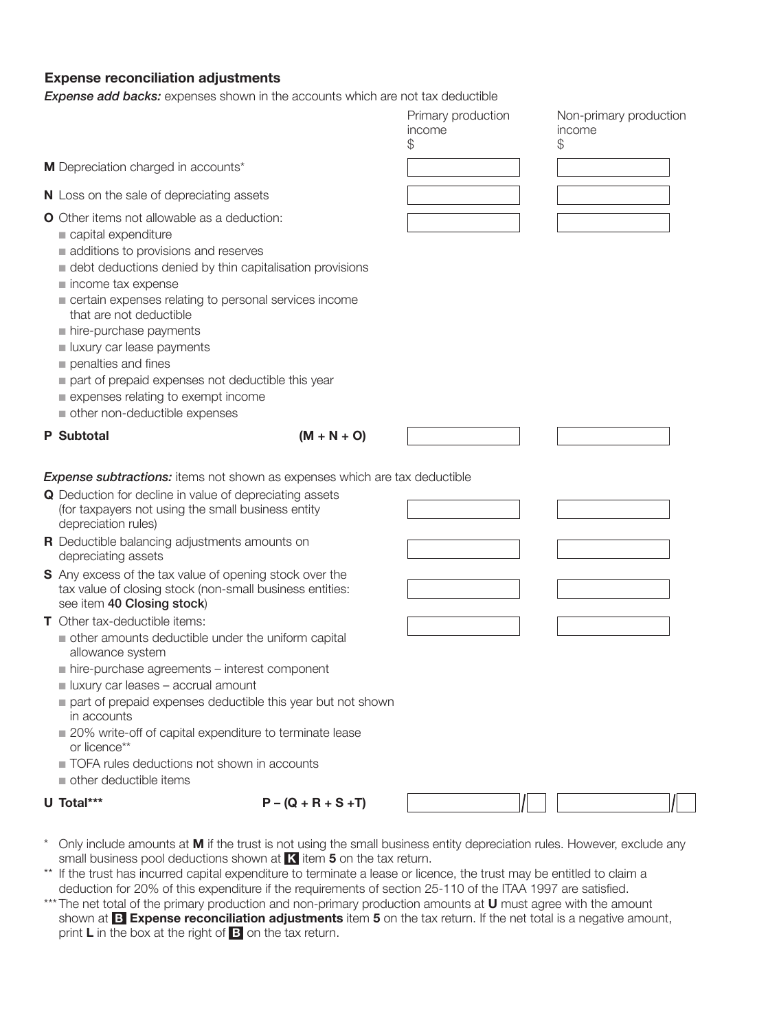### Expense reconciliation adjustments

***Expense add backs:*** expenses shown in the accounts which are not tax deductible

| | | Primary production income $ | Non-primary production income $ |
|---|---|---|---|
| **M** Depreciation charged in accounts* | | | |
| **N** Loss on the sale of depreciating assets | | | |
| **O** Other items not allowable as a deduction: <br>■ capital expenditure <br>■ additions to provisions and reserves <br>■ debt deductions denied by thin capitalisation provisions <br>■ income tax expense <br>■ certain expenses relating to personal services income that are not deductible <br>■ hire-purchase payments <br>■ luxury car lease payments <br>■ penalties and fines <br>■ part of prepaid expenses not deductible this year <br>■ expenses relating to exempt income <br>■ other non-deductible expenses | | | |
| **P Subtotal** | **(M + N + O)** | | |

***Expense subtractions:*** items not shown as expenses which are tax deductible

| | | Primary production income $ | Non-primary production income $ |
|---|---|---|---|
| **Q** Deduction for decline in value of depreciating assets (for taxpayers not using the small business entity depreciation rules) | | | |
| **R** Deductible balancing adjustments amounts on depreciating assets | | | |
| **S** Any excess of the tax value of opening stock over the tax value of closing stock (non-small business entities: see item **40 Closing stock**) | | | |
| **T** Other tax-deductible items: <br>■ other amounts deductible under the uniform capital allowance system <br>■ hire-purchase agreements – interest component <br>■ luxury car leases – accrual amount <br>■ part of prepaid expenses deductible this year but not shown in accounts <br>■ 20% write-off of capital expenditure to terminate lease or licence** <br>■ TOFA rules deductions not shown in accounts <br>■ other deductible items | | | |
| **U Total*** ** | **P – (Q + R + S +T)** | / | / |

\* Only include amounts at **M** if the trust is not using the small business entity depreciation rules. However, exclude any small business pool deductions shown at **K** item **5** on the tax return.

\** If the trust has incurred capital expenditure to terminate a lease or licence, the trust may be entitled to claim a deduction for 20% of this expenditure if the requirements of section 25-110 of the ITAA 1997 are satisfied.

\*** The net total of the primary production and non-primary production amounts at **U** must agree with the amount shown at **B Expense reconciliation adjustments** item **5** on the tax return. If the net total is a negative amount, print **L** in the box at the right of **B** on the tax return.